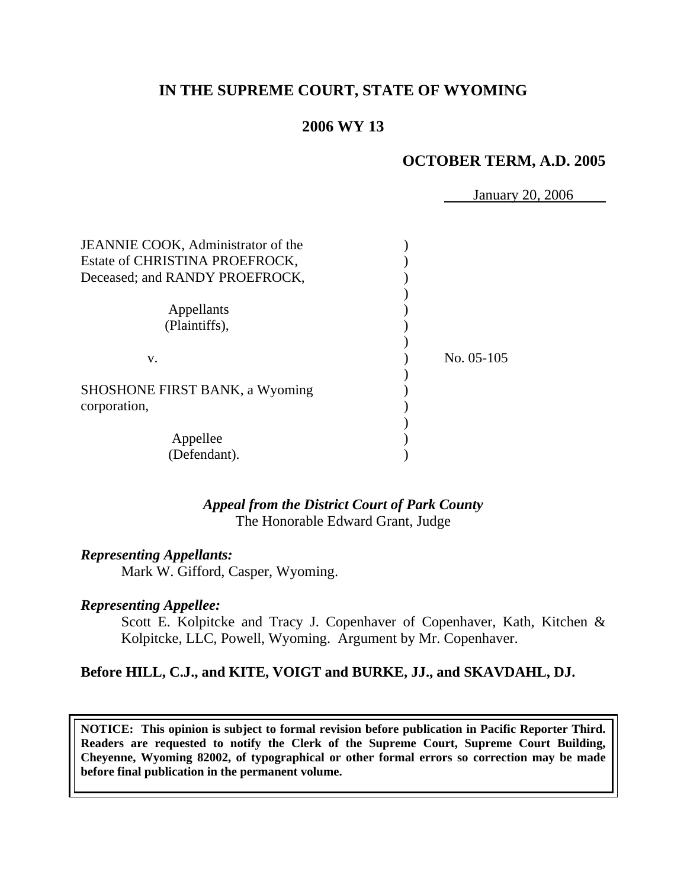**IN THE SUPREME COURT, STATE OF WYOMING**

**2006 WY 13**

**OCTOBER TERM, A.D. 2005**

January 20, 2006

JEANNIE COOK, Administrator of the Estate of CHRISTINA PROEFROCK, Deceased; and RANDY PROEFROCK,

Appellants (Plaintiffs),

v.

SHOSHONE FIRST BANK, a Wyoming corporation,

Appellee (Defendant).

No. 05-105

***Appeal from the District Court of Park County***
The Honorable Edward Grant, Judge

***Representing Appellants:***
Mark W. Gifford, Casper, Wyoming.

***Representing Appellee:***
Scott E. Kolpitcke and Tracy J. Copenhaver of Copenhaver, Kath, Kitchen & Kolpitcke, LLC, Powell, Wyoming. Argument by Mr. Copenhaver.

**Before HILL, C.J., and KITE, VOIGT and BURKE, JJ., and SKAVDAHL, DJ.**

**NOTICE: This opinion is subject to formal revision before publication in Pacific Reporter Third. Readers are requested to notify the Clerk of the Supreme Court, Supreme Court Building, Cheyenne, Wyoming 82002, of typographical or other formal errors so correction may be made before final publication in the permanent volume.**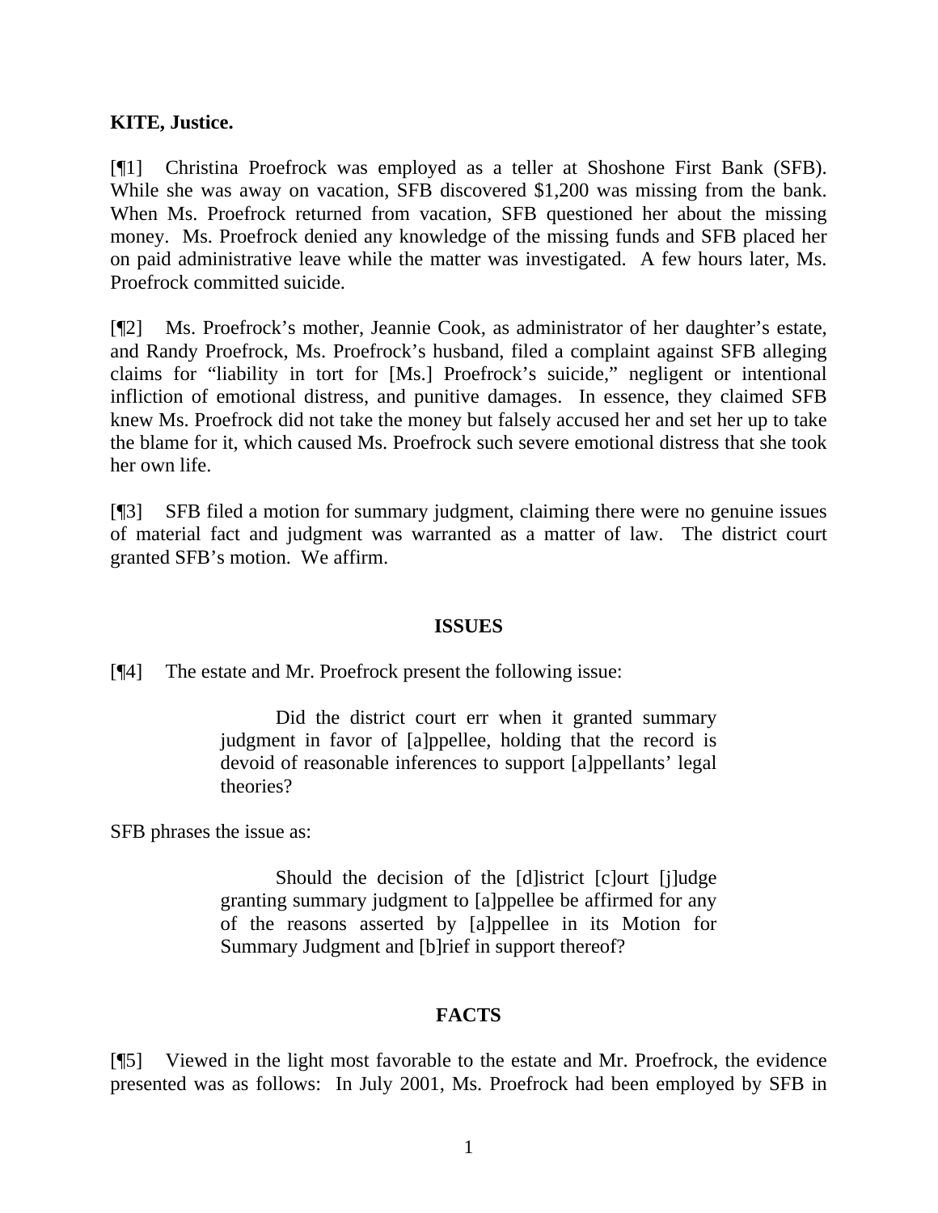**KITE, Justice.**

[¶1] Christina Proefrock was employed as a teller at Shoshone First Bank (SFB). While she was away on vacation, SFB discovered $1,200 was missing from the bank. When Ms. Proefrock returned from vacation, SFB questioned her about the missing money. Ms. Proefrock denied any knowledge of the missing funds and SFB placed her on paid administrative leave while the matter was investigated. A few hours later, Ms. Proefrock committed suicide.

[¶2] Ms. Proefrock's mother, Jeannie Cook, as administrator of her daughter's estate, and Randy Proefrock, Ms. Proefrock's husband, filed a complaint against SFB alleging claims for "liability in tort for [Ms.] Proefrock's suicide," negligent or intentional infliction of emotional distress, and punitive damages. In essence, they claimed SFB knew Ms. Proefrock did not take the money but falsely accused her and set her up to take the blame for it, which caused Ms. Proefrock such severe emotional distress that she took her own life.

[¶3] SFB filed a motion for summary judgment, claiming there were no genuine issues of material fact and judgment was warranted as a matter of law. The district court granted SFB's motion. We affirm.

## ISSUES

[¶4] The estate and Mr. Proefrock present the following issue:

> Did the district court err when it granted summary judgment in favor of [a]ppellee, holding that the record is devoid of reasonable inferences to support [a]ppellants' legal theories?

SFB phrases the issue as:

> Should the decision of the [d]istrict [c]ourt [j]udge granting summary judgment to [a]ppellee be affirmed for any of the reasons asserted by [a]ppellee in its Motion for Summary Judgment and [b]rief in support thereof?

## FACTS

[¶5] Viewed in the light most favorable to the estate and Mr. Proefrock, the evidence presented was as follows: In July 2001, Ms. Proefrock had been employed by SFB in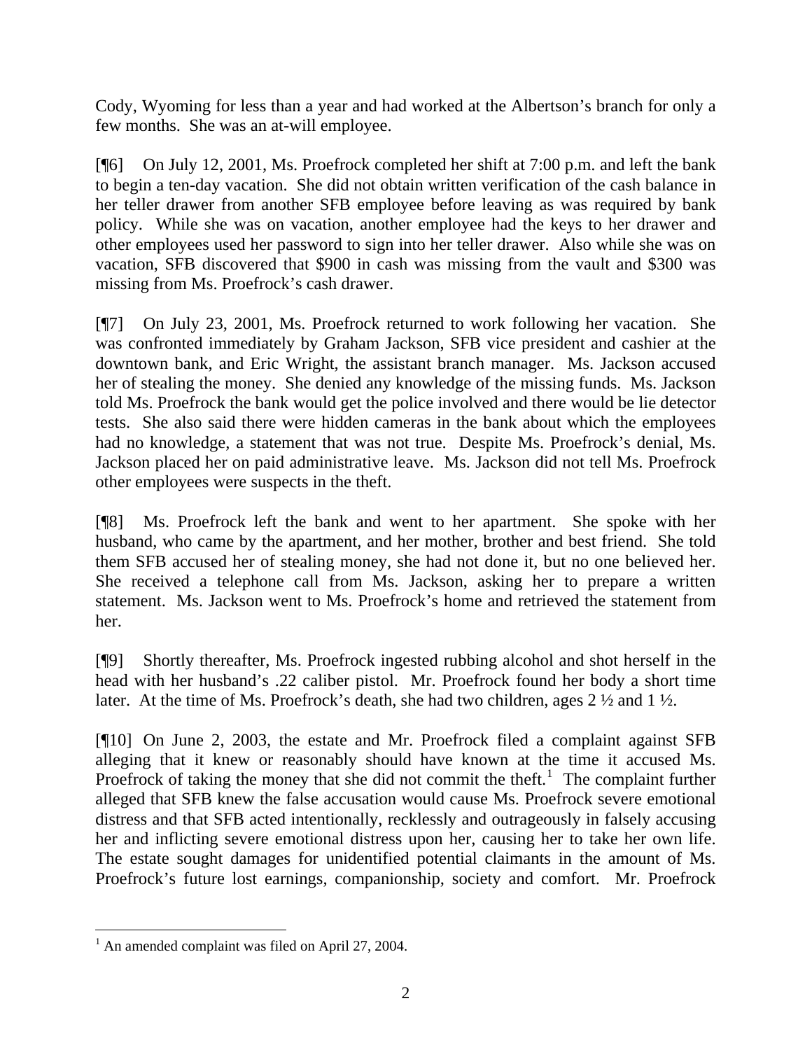Cody, Wyoming for less than a year and had worked at the Albertson's branch for only a few months. She was an at-will employee.

[¶6] On July 12, 2001, Ms. Proefrock completed her shift at 7:00 p.m. and left the bank to begin a ten-day vacation. She did not obtain written verification of the cash balance in her teller drawer from another SFB employee before leaving as was required by bank policy. While she was on vacation, another employee had the keys to her drawer and other employees used her password to sign into her teller drawer. Also while she was on vacation, SFB discovered that $900 in cash was missing from the vault and $300 was missing from Ms. Proefrock's cash drawer.

[¶7] On July 23, 2001, Ms. Proefrock returned to work following her vacation. She was confronted immediately by Graham Jackson, SFB vice president and cashier at the downtown bank, and Eric Wright, the assistant branch manager. Ms. Jackson accused her of stealing the money. She denied any knowledge of the missing funds. Ms. Jackson told Ms. Proefrock the bank would get the police involved and there would be lie detector tests. She also said there were hidden cameras in the bank about which the employees had no knowledge, a statement that was not true. Despite Ms. Proefrock's denial, Ms. Jackson placed her on paid administrative leave. Ms. Jackson did not tell Ms. Proefrock other employees were suspects in the theft.

[¶8] Ms. Proefrock left the bank and went to her apartment. She spoke with her husband, who came by the apartment, and her mother, brother and best friend. She told them SFB accused her of stealing money, she had not done it, but no one believed her. She received a telephone call from Ms. Jackson, asking her to prepare a written statement. Ms. Jackson went to Ms. Proefrock's home and retrieved the statement from her.

[¶9] Shortly thereafter, Ms. Proefrock ingested rubbing alcohol and shot herself in the head with her husband's .22 caliber pistol. Mr. Proefrock found her body a short time later. At the time of Ms. Proefrock's death, she had two children, ages 2 ½ and 1 ½.

[¶10] On June 2, 2003, the estate and Mr. Proefrock filed a complaint against SFB alleging that it knew or reasonably should have known at the time it accused Ms. Proefrock of taking the money that she did not commit the theft.[1] The complaint further alleged that SFB knew the false accusation would cause Ms. Proefrock severe emotional distress and that SFB acted intentionally, recklessly and outrageously in falsely accusing her and inflicting severe emotional distress upon her, causing her to take her own life. The estate sought damages for unidentified potential claimants in the amount of Ms. Proefrock's future lost earnings, companionship, society and comfort. Mr. Proefrock

[1] An amended complaint was filed on April 27, 2004.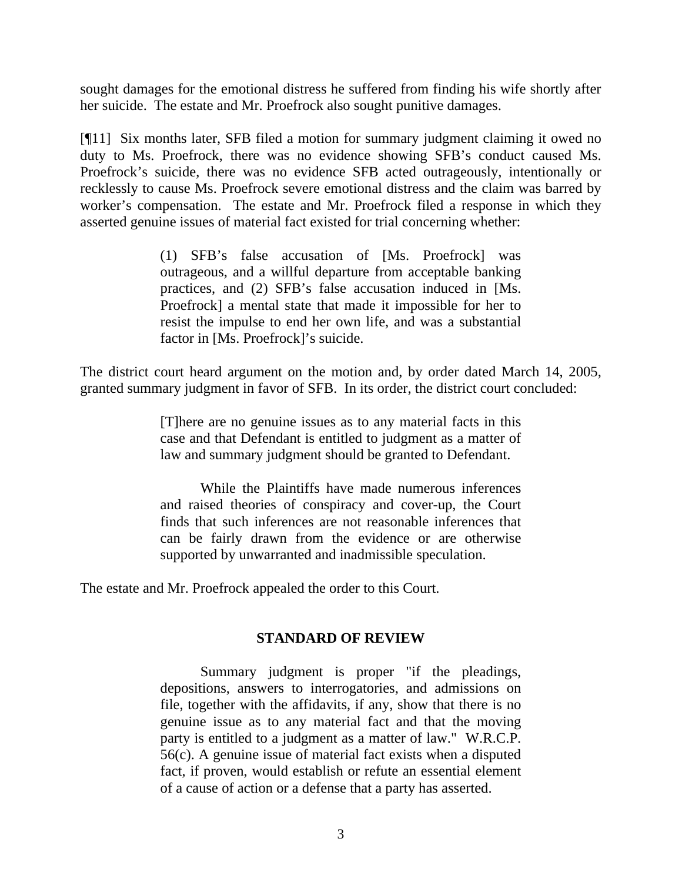sought damages for the emotional distress he suffered from finding his wife shortly after her suicide. The estate and Mr. Proefrock also sought punitive damages.

[¶11] Six months later, SFB filed a motion for summary judgment claiming it owed no duty to Ms. Proefrock, there was no evidence showing SFB's conduct caused Ms. Proefrock's suicide, there was no evidence SFB acted outrageously, intentionally or recklessly to cause Ms. Proefrock severe emotional distress and the claim was barred by worker's compensation. The estate and Mr. Proefrock filed a response in which they asserted genuine issues of material fact existed for trial concerning whether:

> (1) SFB's false accusation of [Ms. Proefrock] was outrageous, and a willful departure from acceptable banking practices, and (2) SFB's false accusation induced in [Ms. Proefrock] a mental state that made it impossible for her to resist the impulse to end her own life, and was a substantial factor in [Ms. Proefrock]'s suicide.

The district court heard argument on the motion and, by order dated March 14, 2005, granted summary judgment in favor of SFB. In its order, the district court concluded:

> [T]here are no genuine issues as to any material facts in this case and that Defendant is entitled to judgment as a matter of law and summary judgment should be granted to Defendant.
>
> While the Plaintiffs have made numerous inferences and raised theories of conspiracy and cover-up, the Court finds that such inferences are not reasonable inferences that can be fairly drawn from the evidence or are otherwise supported by unwarranted and inadmissible speculation.

The estate and Mr. Proefrock appealed the order to this Court.

## STANDARD OF REVIEW

> Summary judgment is proper "if the pleadings, depositions, answers to interrogatories, and admissions on file, together with the affidavits, if any, show that there is no genuine issue as to any material fact and that the moving party is entitled to a judgment as a matter of law." W.R.C.P. 56(c). A genuine issue of material fact exists when a disputed fact, if proven, would establish or refute an essential element of a cause of action or a defense that a party has asserted.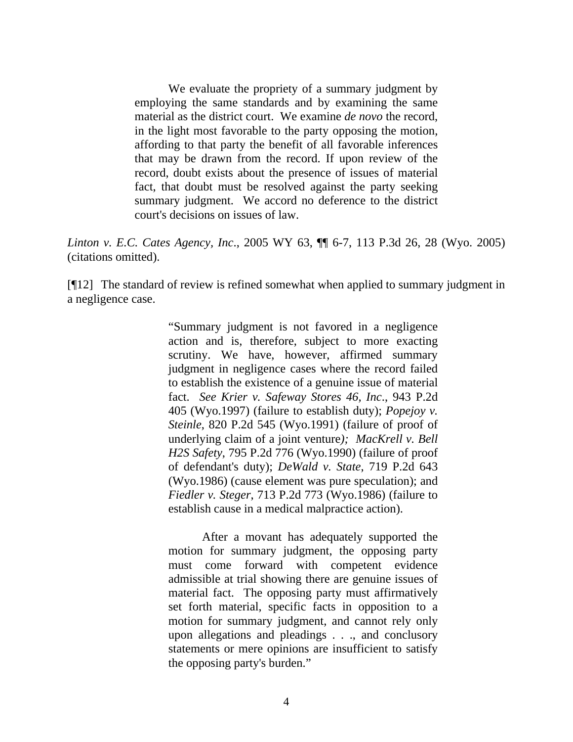> We evaluate the propriety of a summary judgment by employing the same standards and by examining the same material as the district court. We examine *de novo* the record, in the light most favorable to the party opposing the motion, affording to that party the benefit of all favorable inferences that may be drawn from the record. If upon review of the record, doubt exists about the presence of issues of material fact, that doubt must be resolved against the party seeking summary judgment. We accord no deference to the district court's decisions on issues of law.

*Linton v. E.C. Cates Agency, Inc*., 2005 WY 63, ¶¶ 6-7, 113 P.3d 26, 28 (Wyo. 2005) (citations omitted).

[¶12] The standard of review is refined somewhat when applied to summary judgment in a negligence case.

> "Summary judgment is not favored in a negligence action and is, therefore, subject to more exacting scrutiny. We have, however, affirmed summary judgment in negligence cases where the record failed to establish the existence of a genuine issue of material fact. *See Krier v. Safeway Stores 46, Inc*., 943 P.2d 405 (Wyo.1997) (failure to establish duty); *Popejoy v. Steinle*, 820 P.2d 545 (Wyo.1991) (failure of proof of underlying claim of a joint venture); *MacKrell v. Bell H2S Safety*, 795 P.2d 776 (Wyo.1990) (failure of proof of defendant's duty); *DeWald v. State*, 719 P.2d 643 (Wyo.1986) (cause element was pure speculation); and *Fiedler v. Steger*, 713 P.2d 773 (Wyo.1986) (failure to establish cause in a medical malpractice action).
>
> After a movant has adequately supported the motion for summary judgment, the opposing party must come forward with competent evidence admissible at trial showing there are genuine issues of material fact. The opposing party must affirmatively set forth material, specific facts in opposition to a motion for summary judgment, and cannot rely only upon allegations and pleadings . . ., and conclusory statements or mere opinions are insufficient to satisfy the opposing party's burden."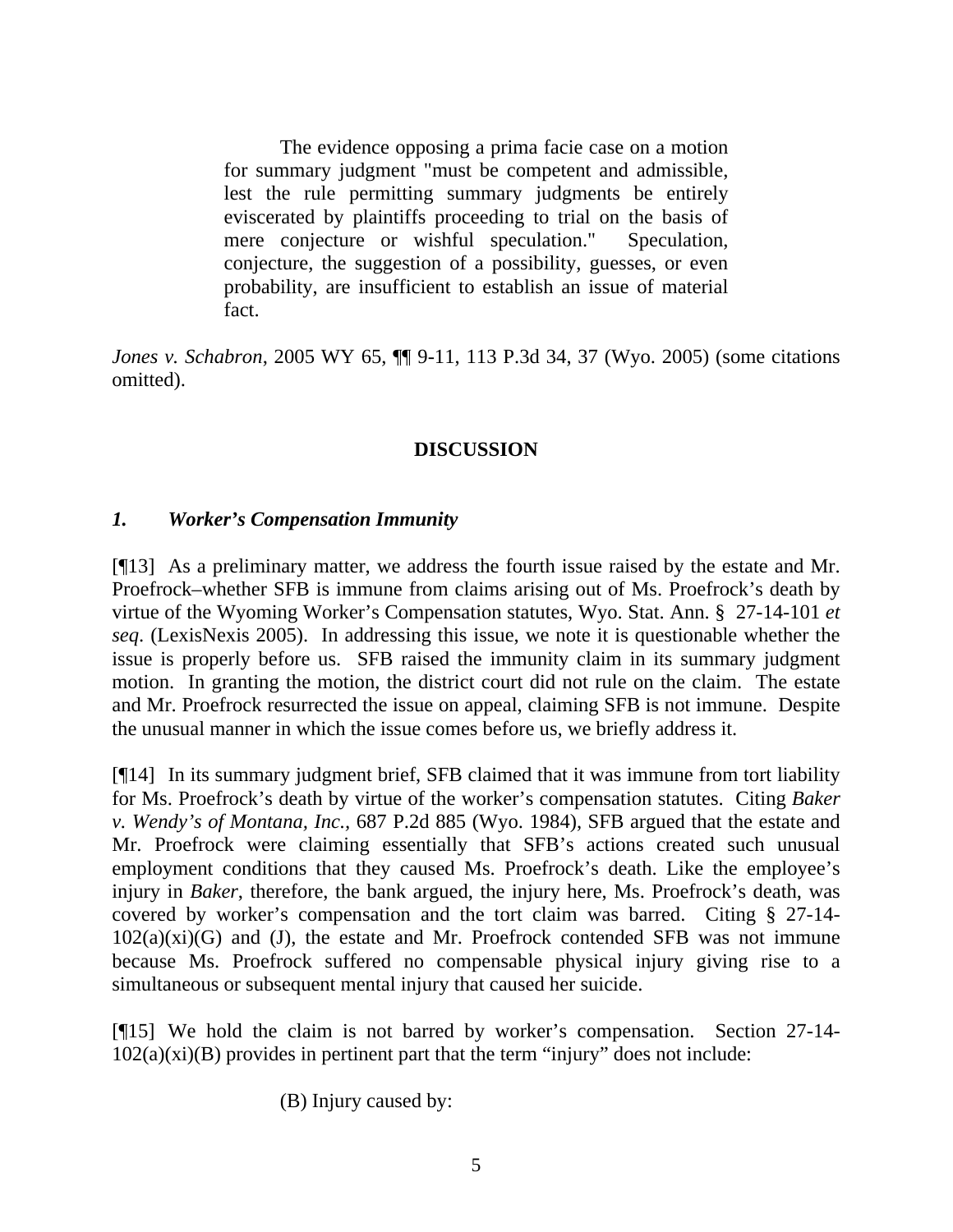> The evidence opposing a prima facie case on a motion for summary judgment "must be competent and admissible, lest the rule permitting summary judgments be entirely eviscerated by plaintiffs proceeding to trial on the basis of mere conjecture or wishful speculation." Speculation, conjecture, the suggestion of a possibility, guesses, or even probability, are insufficient to establish an issue of material fact.

*Jones v. Schabron*, 2005 WY 65, ¶¶ 9-11, 113 P.3d 34, 37 (Wyo. 2005) (some citations omitted).

## DISCUSSION

### *1. Worker's Compensation Immunity*

[¶13] As a preliminary matter, we address the fourth issue raised by the estate and Mr. Proefrock–whether SFB is immune from claims arising out of Ms. Proefrock's death by virtue of the Wyoming Worker's Compensation statutes, Wyo. Stat. Ann. § 27-14-101 *et seq*. (LexisNexis 2005). In addressing this issue, we note it is questionable whether the issue is properly before us. SFB raised the immunity claim in its summary judgment motion. In granting the motion, the district court did not rule on the claim. The estate and Mr. Proefrock resurrected the issue on appeal, claiming SFB is not immune. Despite the unusual manner in which the issue comes before us, we briefly address it.

[¶14] In its summary judgment brief, SFB claimed that it was immune from tort liability for Ms. Proefrock's death by virtue of the worker's compensation statutes. Citing *Baker v. Wendy's of Montana, Inc.*, 687 P.2d 885 (Wyo. 1984), SFB argued that the estate and Mr. Proefrock were claiming essentially that SFB's actions created such unusual employment conditions that they caused Ms. Proefrock's death. Like the employee's injury in *Baker*, therefore, the bank argued, the injury here, Ms. Proefrock's death, was covered by worker's compensation and the tort claim was barred. Citing § 27-14-102(a)(xi)(G) and (J), the estate and Mr. Proefrock contended SFB was not immune because Ms. Proefrock suffered no compensable physical injury giving rise to a simultaneous or subsequent mental injury that caused her suicide.

[¶15] We hold the claim is not barred by worker's compensation. Section 27-14-102(a)(xi)(B) provides in pertinent part that the term "injury" does not include:

> (B) Injury caused by: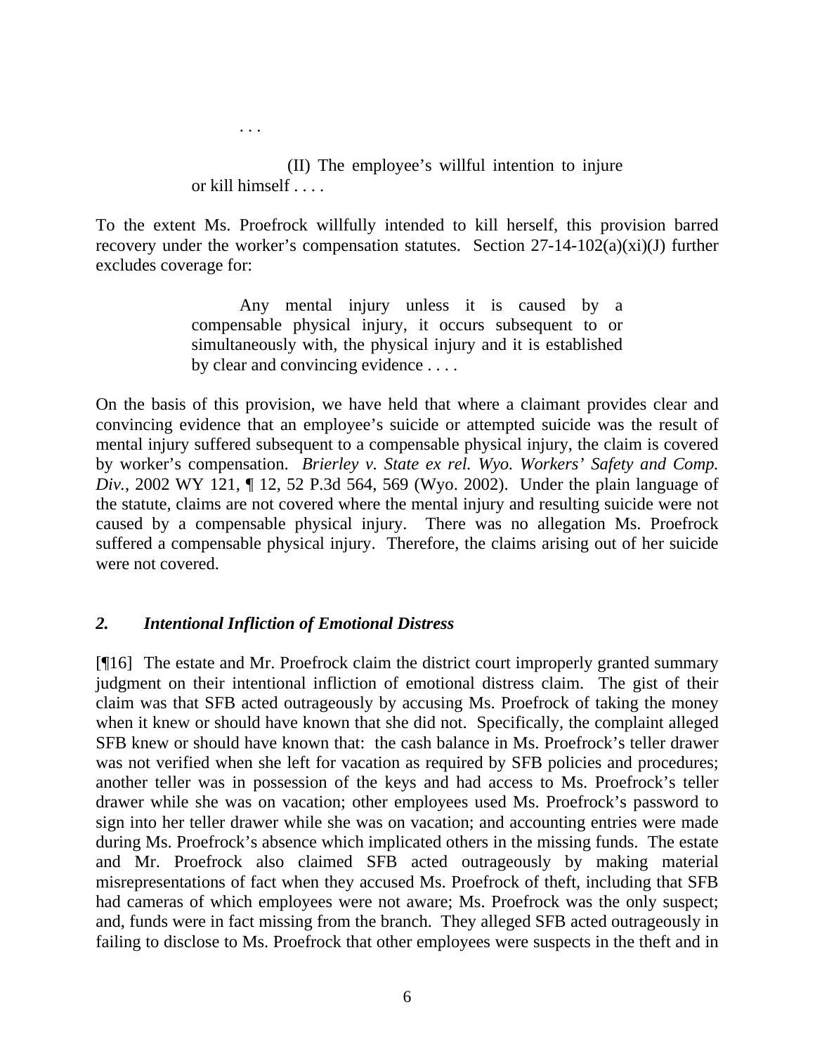. . .

> (II) The employee's willful intention to injure or kill himself . . . .

To the extent Ms. Proefrock willfully intended to kill herself, this provision barred recovery under the worker's compensation statutes. Section 27-14-102(a)(xi)(J) further excludes coverage for:

> Any mental injury unless it is caused by a compensable physical injury, it occurs subsequent to or simultaneously with, the physical injury and it is established by clear and convincing evidence . . . .

On the basis of this provision, we have held that where a claimant provides clear and convincing evidence that an employee's suicide or attempted suicide was the result of mental injury suffered subsequent to a compensable physical injury, the claim is covered by worker's compensation. *Brierley v. State ex rel. Wyo. Workers' Safety and Comp. Div.*, 2002 WY 121, ¶ 12, 52 P.3d 564, 569 (Wyo. 2002). Under the plain language of the statute, claims are not covered where the mental injury and resulting suicide were not caused by a compensable physical injury. There was no allegation Ms. Proefrock suffered a compensable physical injury. Therefore, the claims arising out of her suicide were not covered.

### *2. Intentional Infliction of Emotional Distress*

[¶16] The estate and Mr. Proefrock claim the district court improperly granted summary judgment on their intentional infliction of emotional distress claim. The gist of their claim was that SFB acted outrageously by accusing Ms. Proefrock of taking the money when it knew or should have known that she did not. Specifically, the complaint alleged SFB knew or should have known that: the cash balance in Ms. Proefrock's teller drawer was not verified when she left for vacation as required by SFB policies and procedures; another teller was in possession of the keys and had access to Ms. Proefrock's teller drawer while she was on vacation; other employees used Ms. Proefrock's password to sign into her teller drawer while she was on vacation; and accounting entries were made during Ms. Proefrock's absence which implicated others in the missing funds. The estate and Mr. Proefrock also claimed SFB acted outrageously by making material misrepresentations of fact when they accused Ms. Proefrock of theft, including that SFB had cameras of which employees were not aware; Ms. Proefrock was the only suspect; and, funds were in fact missing from the branch. They alleged SFB acted outrageously in failing to disclose to Ms. Proefrock that other employees were suspects in the theft and in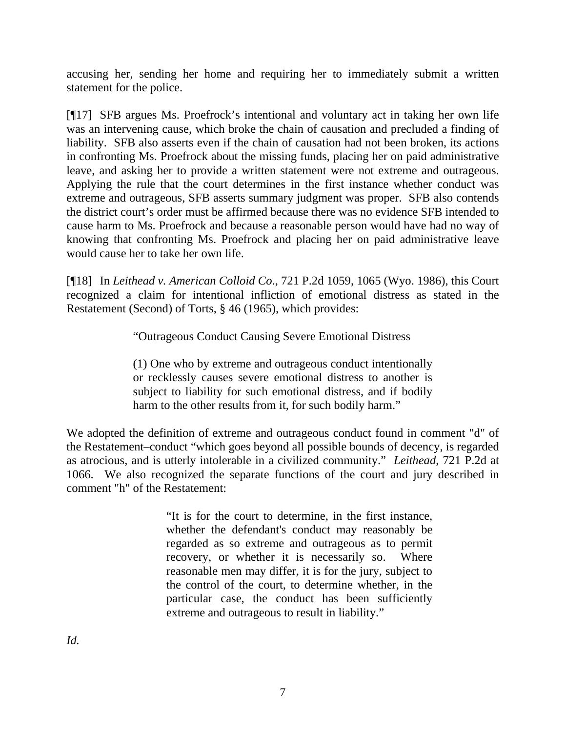accusing her, sending her home and requiring her to immediately submit a written statement for the police.

[¶17] SFB argues Ms. Proefrock's intentional and voluntary act in taking her own life was an intervening cause, which broke the chain of causation and precluded a finding of liability. SFB also asserts even if the chain of causation had not been broken, its actions in confronting Ms. Proefrock about the missing funds, placing her on paid administrative leave, and asking her to provide a written statement were not extreme and outrageous. Applying the rule that the court determines in the first instance whether conduct was extreme and outrageous, SFB asserts summary judgment was proper. SFB also contends the district court's order must be affirmed because there was no evidence SFB intended to cause harm to Ms. Proefrock and because a reasonable person would have had no way of knowing that confronting Ms. Proefrock and placing her on paid administrative leave would cause her to take her own life.

[¶18] In *Leithead v. American Colloid Co.*, 721 P.2d 1059, 1065 (Wyo. 1986), this Court recognized a claim for intentional infliction of emotional distress as stated in the Restatement (Second) of Torts, § 46 (1965), which provides:

> "Outrageous Conduct Causing Severe Emotional Distress
>
> (1) One who by extreme and outrageous conduct intentionally or recklessly causes severe emotional distress to another is subject to liability for such emotional distress, and if bodily harm to the other results from it, for such bodily harm."

We adopted the definition of extreme and outrageous conduct found in comment "d" of the Restatement–conduct "which goes beyond all possible bounds of decency, is regarded as atrocious, and is utterly intolerable in a civilized community." *Leithead*, 721 P.2d at 1066. We also recognized the separate functions of the court and jury described in comment "h" of the Restatement:

> "It is for the court to determine, in the first instance, whether the defendant's conduct may reasonably be regarded as so extreme and outrageous as to permit recovery, or whether it is necessarily so. Where reasonable men may differ, it is for the jury, subject to the control of the court, to determine whether, in the particular case, the conduct has been sufficiently extreme and outrageous to result in liability."

*Id.*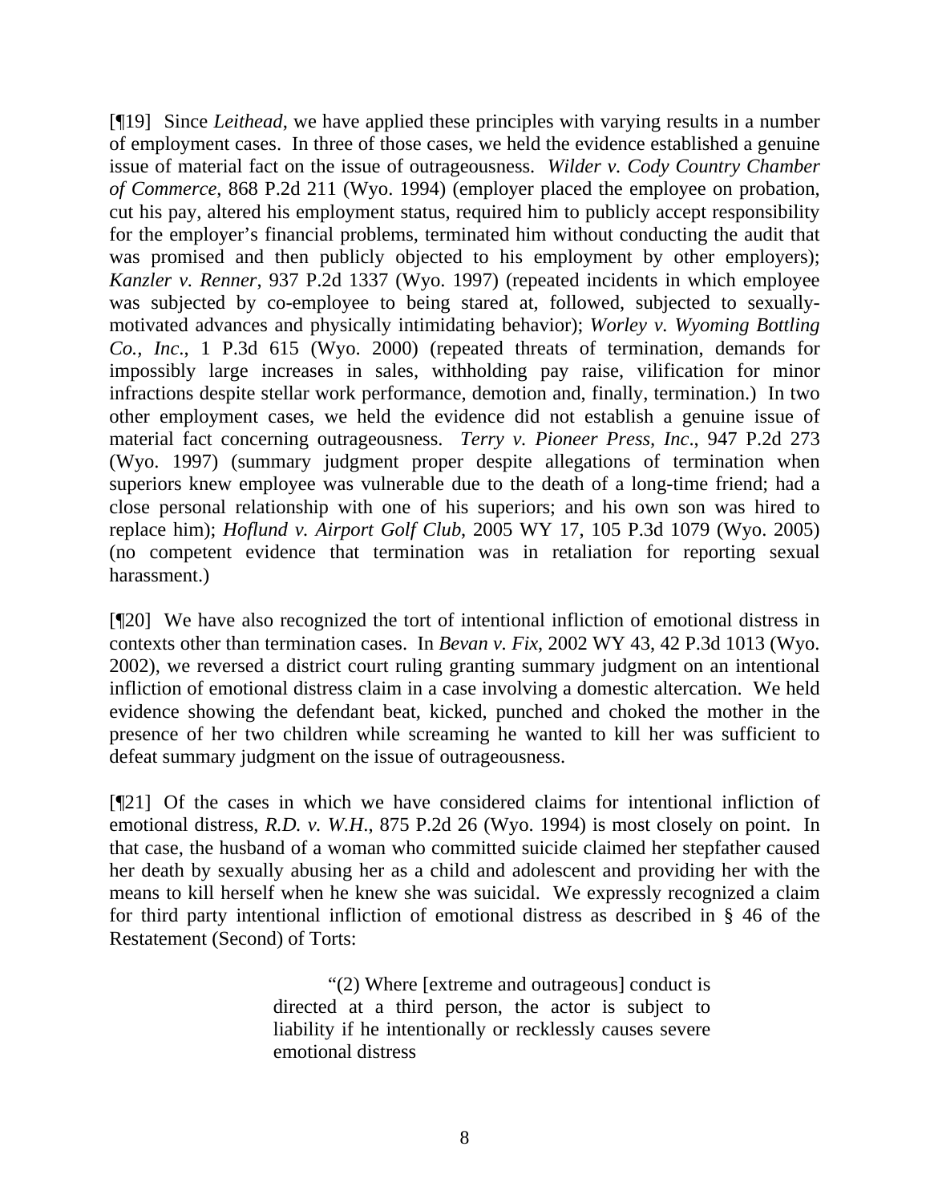[¶19] Since *Leithead*, we have applied these principles with varying results in a number of employment cases. In three of those cases, we held the evidence established a genuine issue of material fact on the issue of outrageousness. *Wilder v. Cody Country Chamber of Commerce*, 868 P.2d 211 (Wyo. 1994) (employer placed the employee on probation, cut his pay, altered his employment status, required him to publicly accept responsibility for the employer's financial problems, terminated him without conducting the audit that was promised and then publicly objected to his employment by other employers); *Kanzler v. Renner*, 937 P.2d 1337 (Wyo. 1997) (repeated incidents in which employee was subjected by co-employee to being stared at, followed, subjected to sexually-motivated advances and physically intimidating behavior); *Worley v. Wyoming Bottling Co., Inc*., 1 P.3d 615 (Wyo. 2000) (repeated threats of termination, demands for impossibly large increases in sales, withholding pay raise, vilification for minor infractions despite stellar work performance, demotion and, finally, termination.) In two other employment cases, we held the evidence did not establish a genuine issue of material fact concerning outrageousness. *Terry v. Pioneer Press, Inc*., 947 P.2d 273 (Wyo. 1997) (summary judgment proper despite allegations of termination when superiors knew employee was vulnerable due to the death of a long-time friend; had a close personal relationship with one of his superiors; and his own son was hired to replace him); *Hoflund v. Airport Golf Club*, 2005 WY 17, 105 P.3d 1079 (Wyo. 2005) (no competent evidence that termination was in retaliation for reporting sexual harassment.)

[¶20] We have also recognized the tort of intentional infliction of emotional distress in contexts other than termination cases. In *Bevan v. Fix*, 2002 WY 43, 42 P.3d 1013 (Wyo. 2002), we reversed a district court ruling granting summary judgment on an intentional infliction of emotional distress claim in a case involving a domestic altercation. We held evidence showing the defendant beat, kicked, punched and choked the mother in the presence of her two children while screaming he wanted to kill her was sufficient to defeat summary judgment on the issue of outrageousness.

[¶21] Of the cases in which we have considered claims for intentional infliction of emotional distress, *R.D. v. W.H.*, 875 P.2d 26 (Wyo. 1994) is most closely on point. In that case, the husband of a woman who committed suicide claimed her stepfather caused her death by sexually abusing her as a child and adolescent and providing her with the means to kill herself when he knew she was suicidal. We expressly recognized a claim for third party intentional infliction of emotional distress as described in § 46 of the Restatement (Second) of Torts:

> "(2) Where [extreme and outrageous] conduct is directed at a third person, the actor is subject to liability if he intentionally or recklessly causes severe emotional distress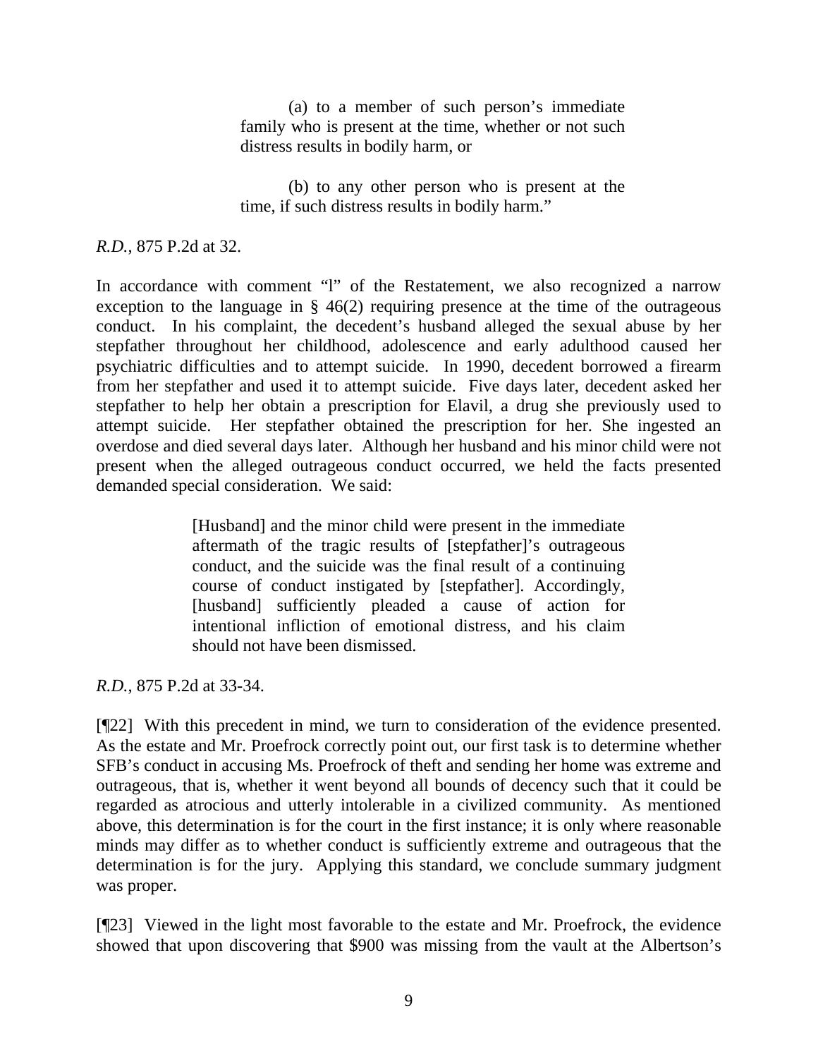> (a) to a member of such person's immediate family who is present at the time, whether or not such distress results in bodily harm, or
>
> (b) to any other person who is present at the time, if such distress results in bodily harm."

*R.D.*, 875 P.2d at 32.

In accordance with comment "l" of the Restatement, we also recognized a narrow exception to the language in § 46(2) requiring presence at the time of the outrageous conduct. In his complaint, the decedent's husband alleged the sexual abuse by her stepfather throughout her childhood, adolescence and early adulthood caused her psychiatric difficulties and to attempt suicide. In 1990, decedent borrowed a firearm from her stepfather and used it to attempt suicide. Five days later, decedent asked her stepfather to help her obtain a prescription for Elavil, a drug she previously used to attempt suicide. Her stepfather obtained the prescription for her. She ingested an overdose and died several days later. Although her husband and his minor child were not present when the alleged outrageous conduct occurred, we held the facts presented demanded special consideration. We said:

> [Husband] and the minor child were present in the immediate aftermath of the tragic results of [stepfather]'s outrageous conduct, and the suicide was the final result of a continuing course of conduct instigated by [stepfather]. Accordingly, [husband] sufficiently pleaded a cause of action for intentional infliction of emotional distress, and his claim should not have been dismissed.

*R.D.*, 875 P.2d at 33-34.

[¶22] With this precedent in mind, we turn to consideration of the evidence presented. As the estate and Mr. Proefrock correctly point out, our first task is to determine whether SFB's conduct in accusing Ms. Proefrock of theft and sending her home was extreme and outrageous, that is, whether it went beyond all bounds of decency such that it could be regarded as atrocious and utterly intolerable in a civilized community. As mentioned above, this determination is for the court in the first instance; it is only where reasonable minds may differ as to whether conduct is sufficiently extreme and outrageous that the determination is for the jury. Applying this standard, we conclude summary judgment was proper.

[¶23] Viewed in the light most favorable to the estate and Mr. Proefrock, the evidence showed that upon discovering that $900 was missing from the vault at the Albertson's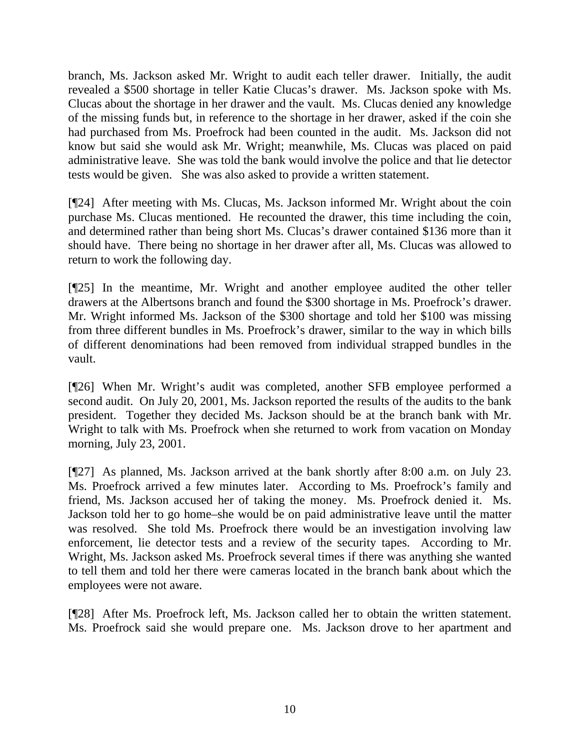branch, Ms. Jackson asked Mr. Wright to audit each teller drawer. Initially, the audit revealed a $500 shortage in teller Katie Clucas's drawer. Ms. Jackson spoke with Ms. Clucas about the shortage in her drawer and the vault. Ms. Clucas denied any knowledge of the missing funds but, in reference to the shortage in her drawer, asked if the coin she had purchased from Ms. Proefrock had been counted in the audit. Ms. Jackson did not know but said she would ask Mr. Wright; meanwhile, Ms. Clucas was placed on paid administrative leave. She was told the bank would involve the police and that lie detector tests would be given. She was also asked to provide a written statement.

[¶24] After meeting with Ms. Clucas, Ms. Jackson informed Mr. Wright about the coin purchase Ms. Clucas mentioned. He recounted the drawer, this time including the coin, and determined rather than being short Ms. Clucas's drawer contained $136 more than it should have. There being no shortage in her drawer after all, Ms. Clucas was allowed to return to work the following day.

[¶25] In the meantime, Mr. Wright and another employee audited the other teller drawers at the Albertsons branch and found the $300 shortage in Ms. Proefrock's drawer. Mr. Wright informed Ms. Jackson of the $300 shortage and told her $100 was missing from three different bundles in Ms. Proefrock's drawer, similar to the way in which bills of different denominations had been removed from individual strapped bundles in the vault.

[¶26] When Mr. Wright's audit was completed, another SFB employee performed a second audit. On July 20, 2001, Ms. Jackson reported the results of the audits to the bank president. Together they decided Ms. Jackson should be at the branch bank with Mr. Wright to talk with Ms. Proefrock when she returned to work from vacation on Monday morning, July 23, 2001.

[¶27] As planned, Ms. Jackson arrived at the bank shortly after 8:00 a.m. on July 23. Ms. Proefrock arrived a few minutes later. According to Ms. Proefrock's family and friend, Ms. Jackson accused her of taking the money. Ms. Proefrock denied it. Ms. Jackson told her to go home–she would be on paid administrative leave until the matter was resolved. She told Ms. Proefrock there would be an investigation involving law enforcement, lie detector tests and a review of the security tapes. According to Mr. Wright, Ms. Jackson asked Ms. Proefrock several times if there was anything she wanted to tell them and told her there were cameras located in the branch bank about which the employees were not aware.

[¶28] After Ms. Proefrock left, Ms. Jackson called her to obtain the written statement. Ms. Proefrock said she would prepare one. Ms. Jackson drove to her apartment and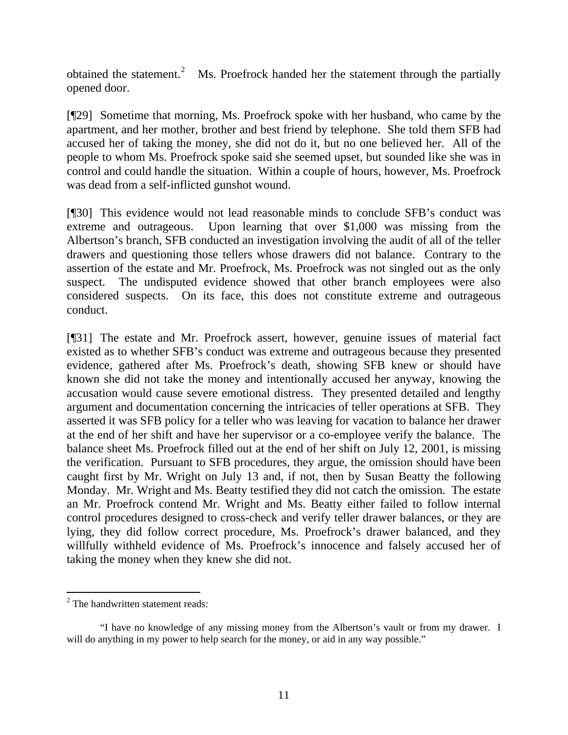obtained the statement.[2] Ms. Proefrock handed her the statement through the partially opened door.

[¶29] Sometime that morning, Ms. Proefrock spoke with her husband, who came by the apartment, and her mother, brother and best friend by telephone. She told them SFB had accused her of taking the money, she did not do it, but no one believed her. All of the people to whom Ms. Proefrock spoke said she seemed upset, but sounded like she was in control and could handle the situation. Within a couple of hours, however, Ms. Proefrock was dead from a self-inflicted gunshot wound.

[¶30] This evidence would not lead reasonable minds to conclude SFB's conduct was extreme and outrageous. Upon learning that over $1,000 was missing from the Albertson's branch, SFB conducted an investigation involving the audit of all of the teller drawers and questioning those tellers whose drawers did not balance. Contrary to the assertion of the estate and Mr. Proefrock, Ms. Proefrock was not singled out as the only suspect. The undisputed evidence showed that other branch employees were also considered suspects. On its face, this does not constitute extreme and outrageous conduct.

[¶31] The estate and Mr. Proefrock assert, however, genuine issues of material fact existed as to whether SFB's conduct was extreme and outrageous because they presented evidence, gathered after Ms. Proefrock's death, showing SFB knew or should have known she did not take the money and intentionally accused her anyway, knowing the accusation would cause severe emotional distress. They presented detailed and lengthy argument and documentation concerning the intricacies of teller operations at SFB. They asserted it was SFB policy for a teller who was leaving for vacation to balance her drawer at the end of her shift and have her supervisor or a co-employee verify the balance. The balance sheet Ms. Proefrock filled out at the end of her shift on July 12, 2001, is missing the verification. Pursuant to SFB procedures, they argue, the omission should have been caught first by Mr. Wright on July 13 and, if not, then by Susan Beatty the following Monday. Mr. Wright and Ms. Beatty testified they did not catch the omission. The estate an Mr. Proefrock contend Mr. Wright and Ms. Beatty either failed to follow internal control procedures designed to cross-check and verify teller drawer balances, or they are lying, they did follow correct procedure, Ms. Proefrock's drawer balanced, and they willfully withheld evidence of Ms. Proefrock's innocence and falsely accused her of taking the money when they knew she did not.

---

[2] The handwritten statement reads:

"I have no knowledge of any missing money from the Albertson's vault or from my drawer. I will do anything in my power to help search for the money, or aid in any way possible."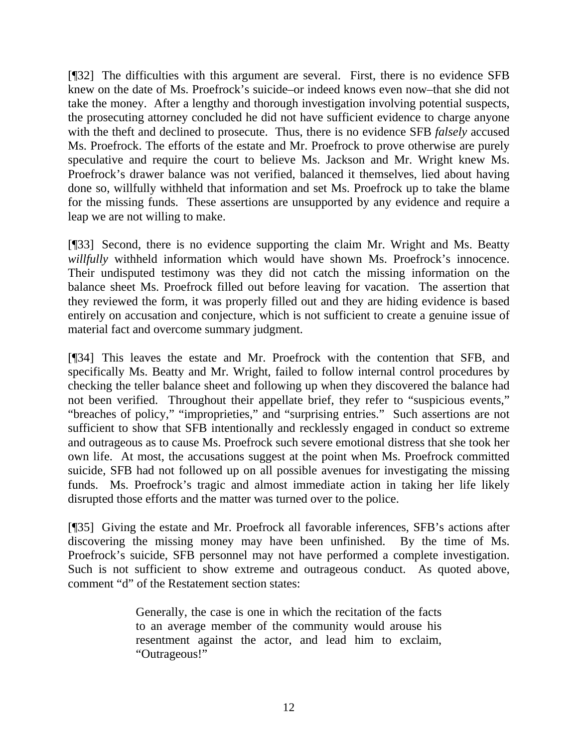[¶32] The difficulties with this argument are several. First, there is no evidence SFB knew on the date of Ms. Proefrock's suicide–or indeed knows even now–that she did not take the money. After a lengthy and thorough investigation involving potential suspects, the prosecuting attorney concluded he did not have sufficient evidence to charge anyone with the theft and declined to prosecute. Thus, there is no evidence SFB *falsely* accused Ms. Proefrock. The efforts of the estate and Mr. Proefrock to prove otherwise are purely speculative and require the court to believe Ms. Jackson and Mr. Wright knew Ms. Proefrock's drawer balance was not verified, balanced it themselves, lied about having done so, willfully withheld that information and set Ms. Proefrock up to take the blame for the missing funds. These assertions are unsupported by any evidence and require a leap we are not willing to make.

[¶33] Second, there is no evidence supporting the claim Mr. Wright and Ms. Beatty *willfully* withheld information which would have shown Ms. Proefrock's innocence. Their undisputed testimony was they did not catch the missing information on the balance sheet Ms. Proefrock filled out before leaving for vacation. The assertion that they reviewed the form, it was properly filled out and they are hiding evidence is based entirely on accusation and conjecture, which is not sufficient to create a genuine issue of material fact and overcome summary judgment.

[¶34] This leaves the estate and Mr. Proefrock with the contention that SFB, and specifically Ms. Beatty and Mr. Wright, failed to follow internal control procedures by checking the teller balance sheet and following up when they discovered the balance had not been verified. Throughout their appellate brief, they refer to "suspicious events," "breaches of policy," "improprieties," and "surprising entries." Such assertions are not sufficient to show that SFB intentionally and recklessly engaged in conduct so extreme and outrageous as to cause Ms. Proefrock such severe emotional distress that she took her own life. At most, the accusations suggest at the point when Ms. Proefrock committed suicide, SFB had not followed up on all possible avenues for investigating the missing funds. Ms. Proefrock's tragic and almost immediate action in taking her life likely disrupted those efforts and the matter was turned over to the police.

[¶35] Giving the estate and Mr. Proefrock all favorable inferences, SFB's actions after discovering the missing money may have been unfinished. By the time of Ms. Proefrock's suicide, SFB personnel may not have performed a complete investigation. Such is not sufficient to show extreme and outrageous conduct. As quoted above, comment "d" of the Restatement section states:

> Generally, the case is one in which the recitation of the facts to an average member of the community would arouse his resentment against the actor, and lead him to exclaim, "Outrageous!"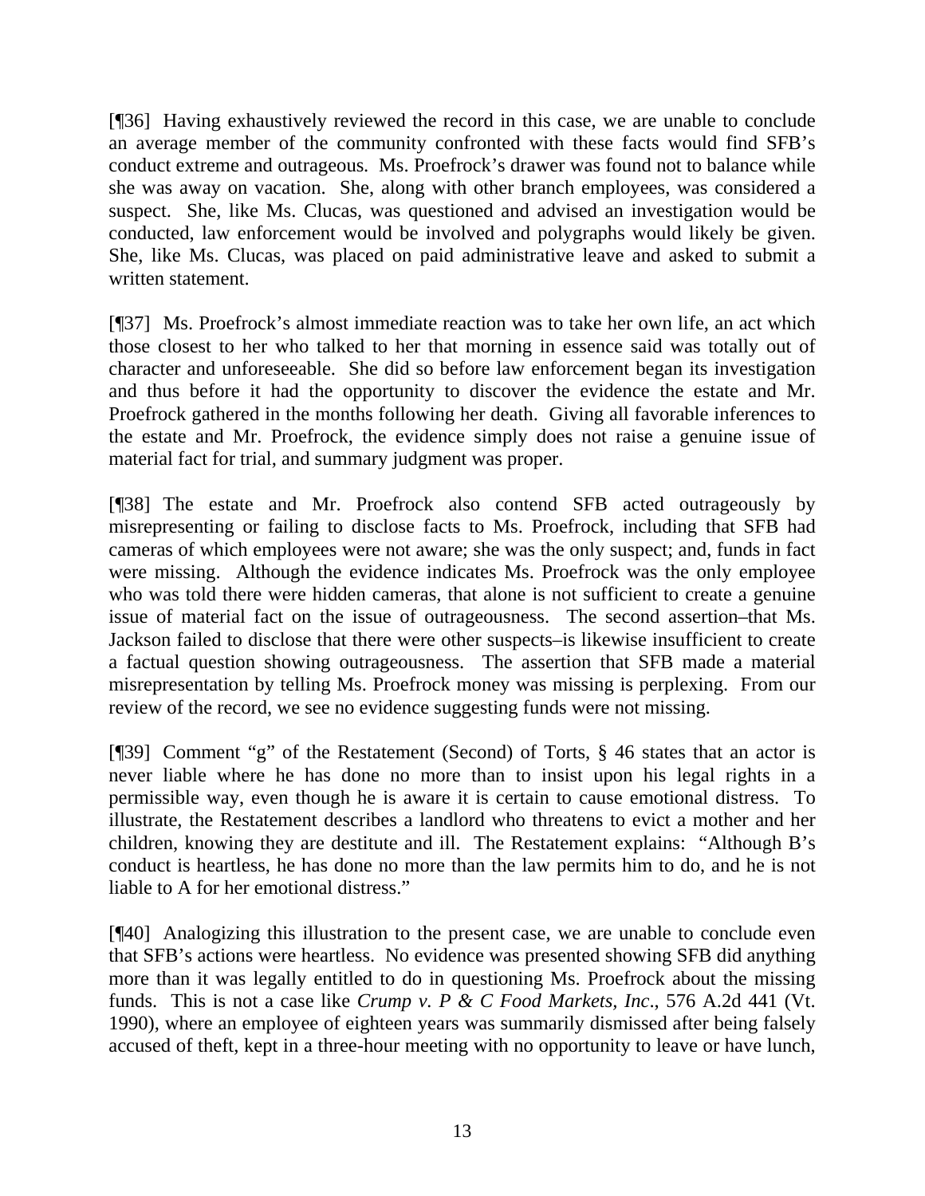[¶36] Having exhaustively reviewed the record in this case, we are unable to conclude an average member of the community confronted with these facts would find SFB's conduct extreme and outrageous. Ms. Proefrock's drawer was found not to balance while she was away on vacation. She, along with other branch employees, was considered a suspect. She, like Ms. Clucas, was questioned and advised an investigation would be conducted, law enforcement would be involved and polygraphs would likely be given. She, like Ms. Clucas, was placed on paid administrative leave and asked to submit a written statement.

[¶37] Ms. Proefrock's almost immediate reaction was to take her own life, an act which those closest to her who talked to her that morning in essence said was totally out of character and unforeseeable. She did so before law enforcement began its investigation and thus before it had the opportunity to discover the evidence the estate and Mr. Proefrock gathered in the months following her death. Giving all favorable inferences to the estate and Mr. Proefrock, the evidence simply does not raise a genuine issue of material fact for trial, and summary judgment was proper.

[¶38] The estate and Mr. Proefrock also contend SFB acted outrageously by misrepresenting or failing to disclose facts to Ms. Proefrock, including that SFB had cameras of which employees were not aware; she was the only suspect; and, funds in fact were missing. Although the evidence indicates Ms. Proefrock was the only employee who was told there were hidden cameras, that alone is not sufficient to create a genuine issue of material fact on the issue of outrageousness. The second assertion–that Ms. Jackson failed to disclose that there were other suspects–is likewise insufficient to create a factual question showing outrageousness. The assertion that SFB made a material misrepresentation by telling Ms. Proefrock money was missing is perplexing. From our review of the record, we see no evidence suggesting funds were not missing.

[¶39] Comment "g" of the Restatement (Second) of Torts, § 46 states that an actor is never liable where he has done no more than to insist upon his legal rights in a permissible way, even though he is aware it is certain to cause emotional distress. To illustrate, the Restatement describes a landlord who threatens to evict a mother and her children, knowing they are destitute and ill. The Restatement explains: "Although B's conduct is heartless, he has done no more than the law permits him to do, and he is not liable to A for her emotional distress."

[¶40] Analogizing this illustration to the present case, we are unable to conclude even that SFB's actions were heartless. No evidence was presented showing SFB did anything more than it was legally entitled to do in questioning Ms. Proefrock about the missing funds. This is not a case like *Crump v. P & C Food Markets, Inc*., 576 A.2d 441 (Vt. 1990), where an employee of eighteen years was summarily dismissed after being falsely accused of theft, kept in a three-hour meeting with no opportunity to leave or have lunch,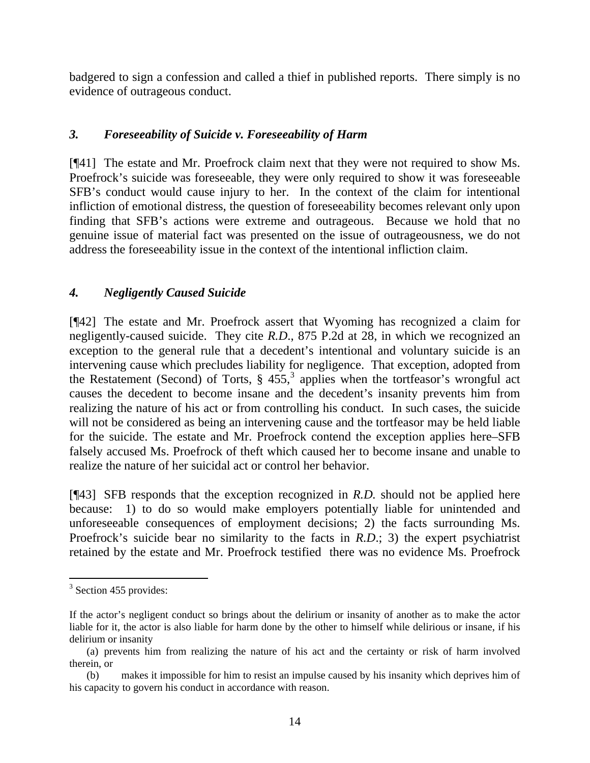badgered to sign a confession and called a thief in published reports. There simply is no evidence of outrageous conduct.

### *3. Foreseeability of Suicide v. Foreseeability of Harm*

[¶41] The estate and Mr. Proefrock claim next that they were not required to show Ms. Proefrock's suicide was foreseeable, they were only required to show it was foreseeable SFB's conduct would cause injury to her. In the context of the claim for intentional infliction of emotional distress, the question of foreseeability becomes relevant only upon finding that SFB's actions were extreme and outrageous. Because we hold that no genuine issue of material fact was presented on the issue of outrageousness, we do not address the foreseeability issue in the context of the intentional infliction claim.

### *4. Negligently Caused Suicide*

[¶42] The estate and Mr. Proefrock assert that Wyoming has recognized a claim for negligently-caused suicide. They cite *R.D.*, 875 P.2d at 28, in which we recognized an exception to the general rule that a decedent's intentional and voluntary suicide is an intervening cause which precludes liability for negligence. That exception, adopted from the Restatement (Second) of Torts, § 455,[3] applies when the tortfeasor's wrongful act causes the decedent to become insane and the decedent's insanity prevents him from realizing the nature of his act or from controlling his conduct. In such cases, the suicide will not be considered as being an intervening cause and the tortfeasor may be held liable for the suicide. The estate and Mr. Proefrock contend the exception applies here–SFB falsely accused Ms. Proefrock of theft which caused her to become insane and unable to realize the nature of her suicidal act or control her behavior.

[¶43] SFB responds that the exception recognized in *R.D.* should not be applied here because: 1) to do so would make employers potentially liable for unintended and unforeseeable consequences of employment decisions; 2) the facts surrounding Ms. Proefrock's suicide bear no similarity to the facts in *R.D.*; 3) the expert psychiatrist retained by the estate and Mr. Proefrock testified there was no evidence Ms. Proefrock

---

[3] Section 455 provides:

If the actor's negligent conduct so brings about the delirium or insanity of another as to make the actor liable for it, the actor is also liable for harm done by the other to himself while delirious or insane, if his delirium or insanity

(a) prevents him from realizing the nature of his act and the certainty or risk of harm involved therein, or

(b) makes it impossible for him to resist an impulse caused by his insanity which deprives him of his capacity to govern his conduct in accordance with reason.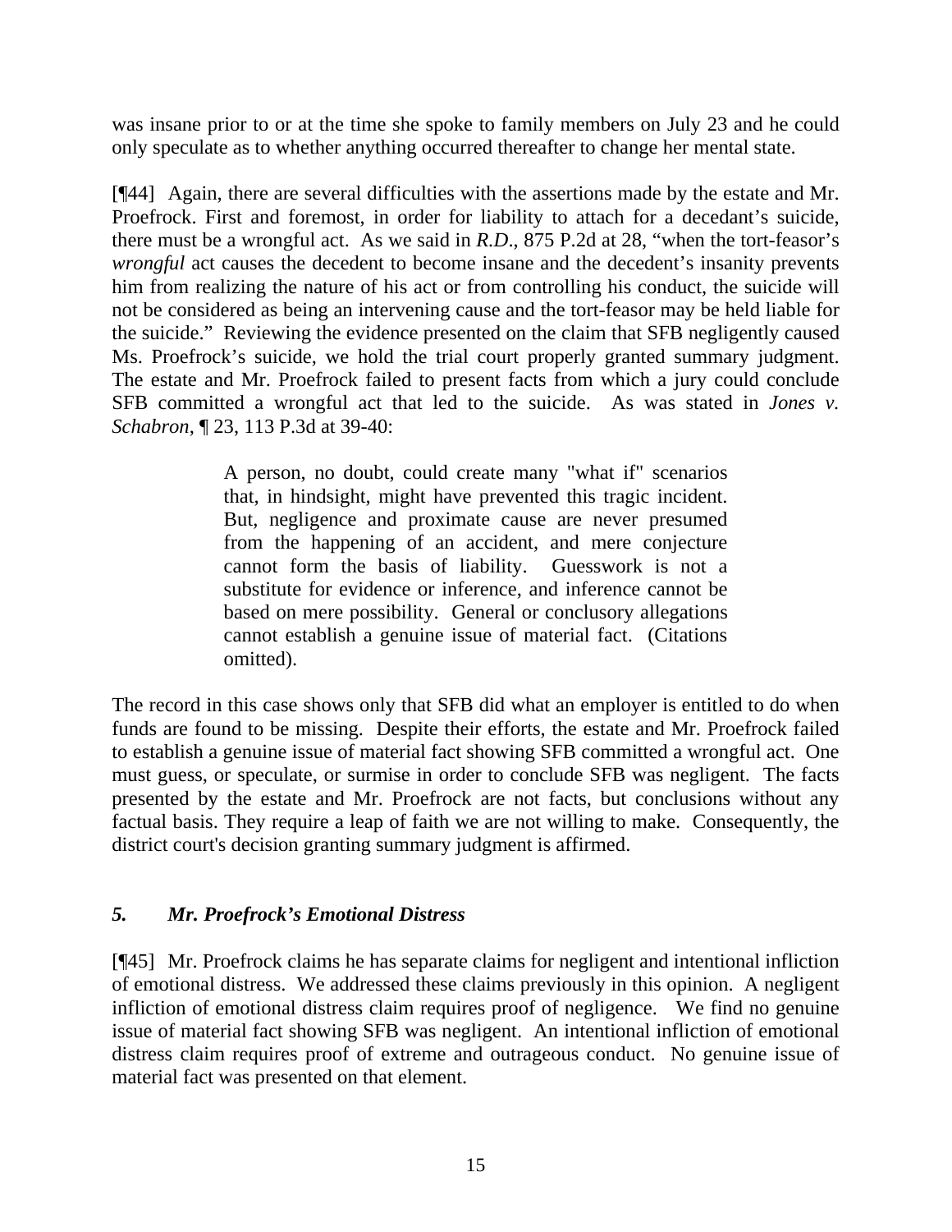was insane prior to or at the time she spoke to family members on July 23 and he could only speculate as to whether anything occurred thereafter to change her mental state.

[¶44] Again, there are several difficulties with the assertions made by the estate and Mr. Proefrock. First and foremost, in order for liability to attach for a decedant's suicide, there must be a wrongful act. As we said in *R.D.*, 875 P.2d at 28, "when the tort-feasor's *wrongful* act causes the decedent to become insane and the decedent's insanity prevents him from realizing the nature of his act or from controlling his conduct, the suicide will not be considered as being an intervening cause and the tort-feasor may be held liable for the suicide." Reviewing the evidence presented on the claim that SFB negligently caused Ms. Proefrock's suicide, we hold the trial court properly granted summary judgment. The estate and Mr. Proefrock failed to present facts from which a jury could conclude SFB committed a wrongful act that led to the suicide. As was stated in *Jones v. Schabron*, ¶ 23, 113 P.3d at 39-40:

> A person, no doubt, could create many "what if" scenarios that, in hindsight, might have prevented this tragic incident. But, negligence and proximate cause are never presumed from the happening of an accident, and mere conjecture cannot form the basis of liability. Guesswork is not a substitute for evidence or inference, and inference cannot be based on mere possibility. General or conclusory allegations cannot establish a genuine issue of material fact. (Citations omitted).

The record in this case shows only that SFB did what an employer is entitled to do when funds are found to be missing. Despite their efforts, the estate and Mr. Proefrock failed to establish a genuine issue of material fact showing SFB committed a wrongful act. One must guess, or speculate, or surmise in order to conclude SFB was negligent. The facts presented by the estate and Mr. Proefrock are not facts, but conclusions without any factual basis. They require a leap of faith we are not willing to make. Consequently, the district court's decision granting summary judgment is affirmed.

### *5. Mr. Proefrock's Emotional Distress*

[¶45] Mr. Proefrock claims he has separate claims for negligent and intentional infliction of emotional distress. We addressed these claims previously in this opinion. A negligent infliction of emotional distress claim requires proof of negligence. We find no genuine issue of material fact showing SFB was negligent. An intentional infliction of emotional distress claim requires proof of extreme and outrageous conduct. No genuine issue of material fact was presented on that element.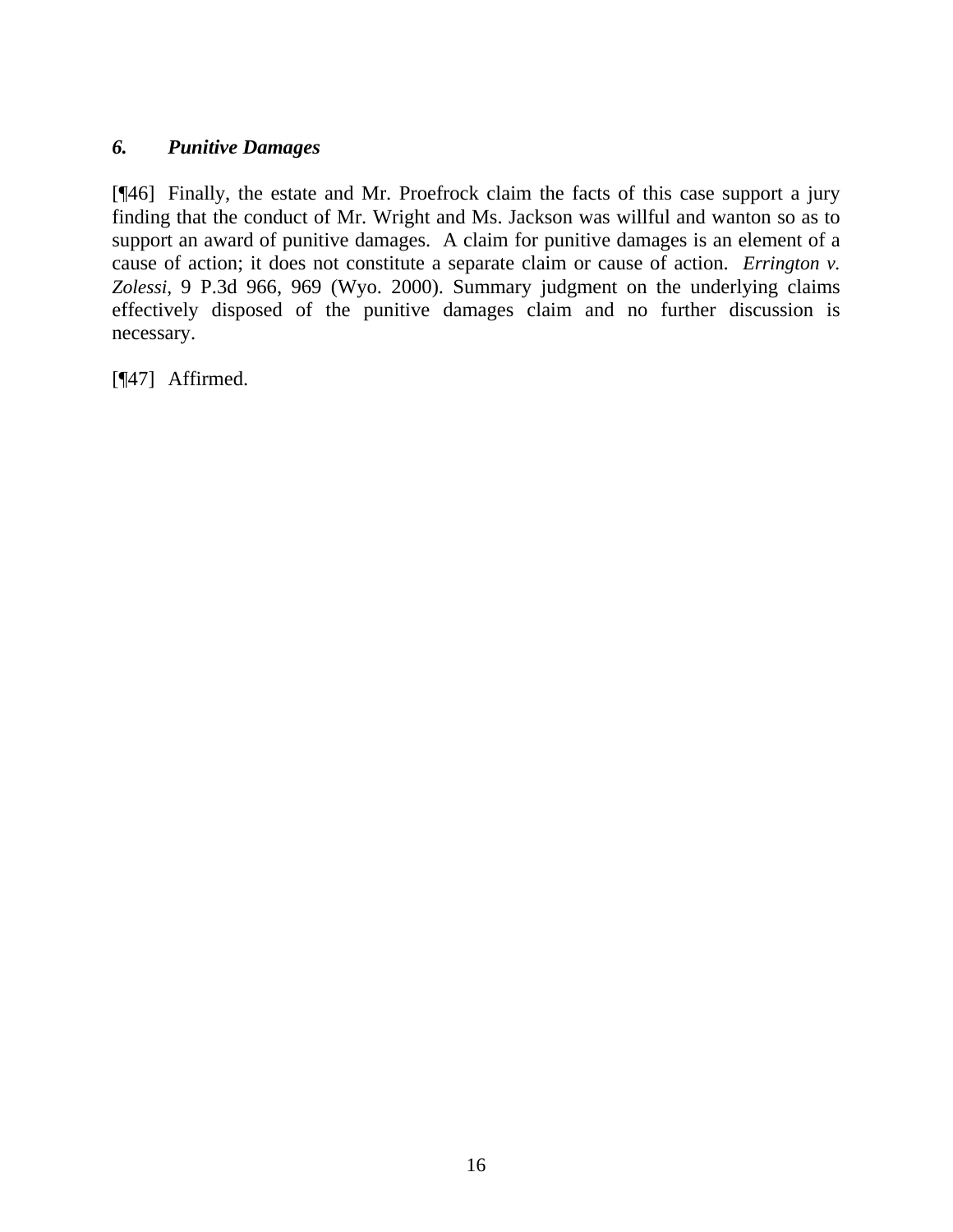### *6. Punitive Damages*

[¶46] Finally, the estate and Mr. Proefrock claim the facts of this case support a jury finding that the conduct of Mr. Wright and Ms. Jackson was willful and wanton so as to support an award of punitive damages. A claim for punitive damages is an element of a cause of action; it does not constitute a separate claim or cause of action. *Errington v. Zolessi*, 9 P.3d 966, 969 (Wyo. 2000). Summary judgment on the underlying claims effectively disposed of the punitive damages claim and no further discussion is necessary.

[¶47] Affirmed.